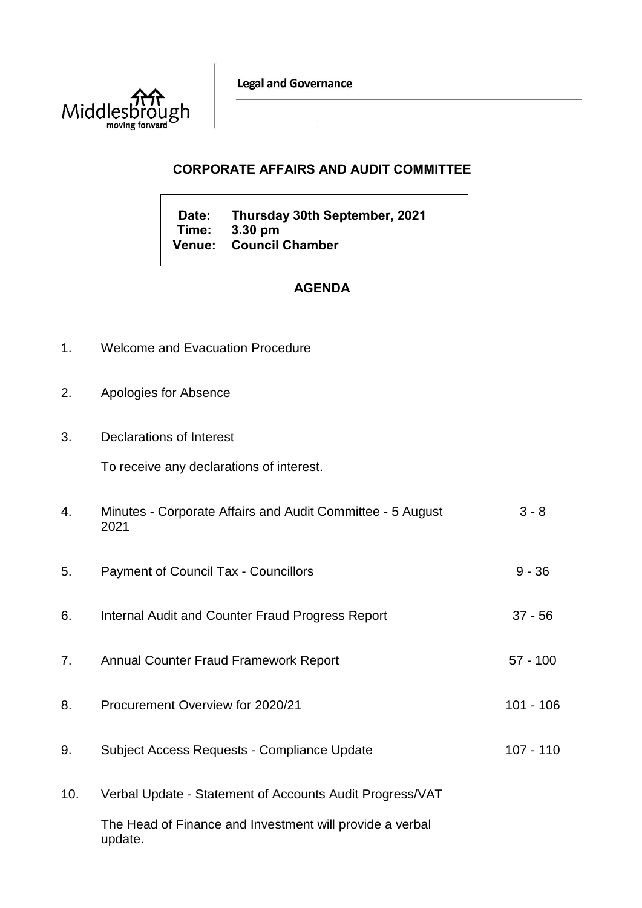Legal and Governance

## CORPORATE AFFAIRS AND AUDIT COMMITTEE

**Date:** Thursday 30th September, 2021
**Time:** 3.30 pm
**Venue:** Council Chamber

## AGENDA

1. Welcome and Evacuation Procedure

2. Apologies for Absence

3. Declarations of Interest

   To receive any declarations of interest.

4. Minutes - Corporate Affairs and Audit Committee - 5 August 2021 — 3 - 8

5. Payment of Council Tax - Councillors — 9 - 36

6. Internal Audit and Counter Fraud Progress Report — 37 - 56

7. Annual Counter Fraud Framework Report — 57 - 100

8. Procurement Overview for 2020/21 — 101 - 106

9. Subject Access Requests - Compliance Update — 107 - 110

10. Verbal Update - Statement of Accounts Audit Progress/VAT

    The Head of Finance and Investment will provide a verbal update.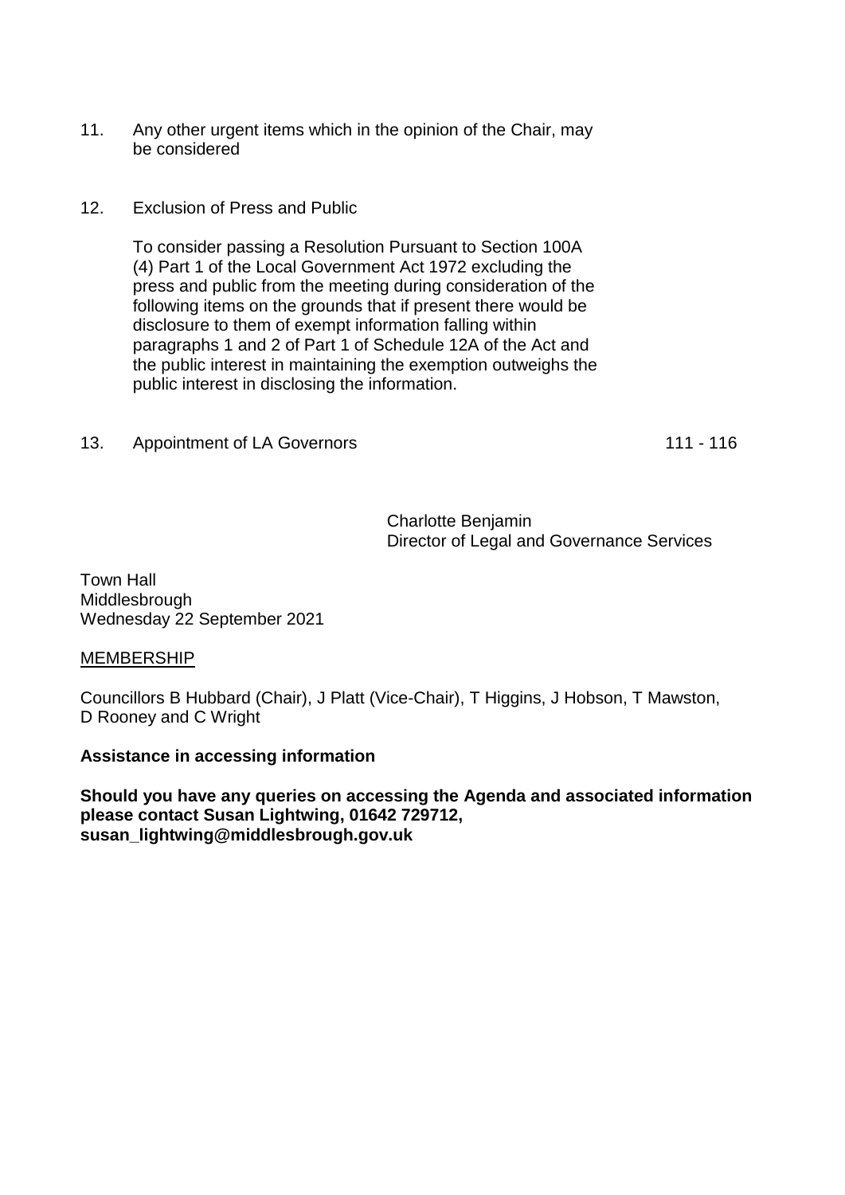11. Any other urgent items which in the opinion of the Chair, may be considered

12. Exclusion of Press and Public

    To consider passing a Resolution Pursuant to Section 100A (4) Part 1 of the Local Government Act 1972 excluding the press and public from the meeting during consideration of the following items on the grounds that if present there would be disclosure to them of exempt information falling within paragraphs 1 and 2 of Part 1 of Schedule 12A of the Act and the public interest in maintaining the exemption outweighs the public interest in disclosing the information.

13. Appointment of LA Governors 111 - 116

Charlotte Benjamin
Director of Legal and Governance Services

Town Hall
Middlesbrough
Wednesday 22 September 2021

MEMBERSHIP

Councillors B Hubbard (Chair), J Platt (Vice-Chair), T Higgins, J Hobson, T Mawston, D Rooney and C Wright

**Assistance in accessing information**

**Should you have any queries on accessing the Agenda and associated information please contact Susan Lightwing, 01642 729712, susan_lightwing@middlesbrough.gov.uk**